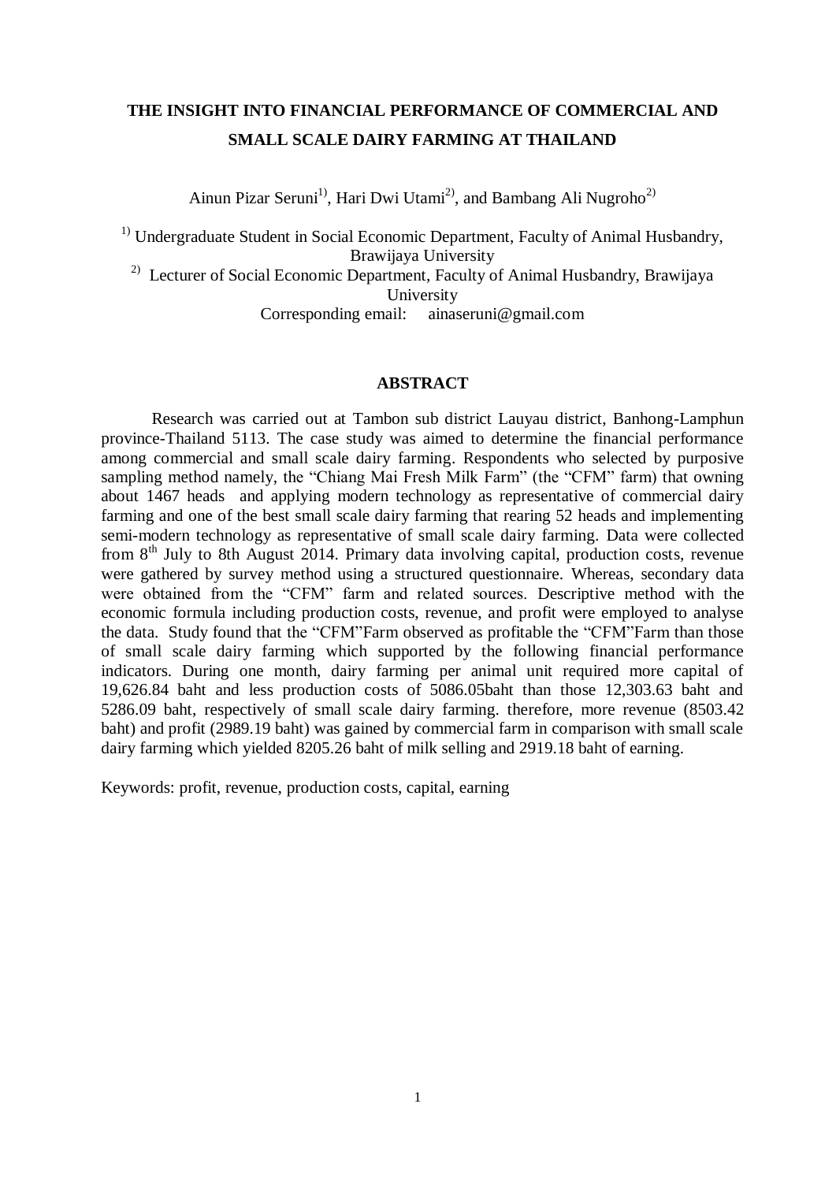# THE INSIGHT INTO FINANCIAL PERFORMANCE OF COMMERCIAL AND SMALL SCALE DAIRY FARMING AT THAILAND

Ainun Pizar Seruni[1)], Hari Dwi Utami[2)], and Bambang Ali Nugroho[2)]

[1)] Undergraduate Student in Social Economic Department, Faculty of Animal Husbandry, Brawijaya University

[2)] Lecturer of Social Economic Department, Faculty of Animal Husbandry, Brawijaya University

Corresponding email: ainaseruni@gmail.com

## ABSTRACT

Research was carried out at Tambon sub district Lauyau district, Banhong-Lamphun province-Thailand 5113. The case study was aimed to determine the financial performance among commercial and small scale dairy farming. Respondents who selected by purposive sampling method namely, the "Chiang Mai Fresh Milk Farm" (the "CFM" farm) that owning about 1467 heads and applying modern technology as representative of commercial dairy farming and one of the best small scale dairy farming that rearing 52 heads and implementing semi-modern technology as representative of small scale dairy farming. Data were collected from 8th July to 8th August 2014. Primary data involving capital, production costs, revenue were gathered by survey method using a structured questionnaire. Whereas, secondary data were obtained from the "CFM" farm and related sources. Descriptive method with the economic formula including production costs, revenue, and profit were employed to analyse the data. Study found that the "CFM"Farm observed as profitable the "CFM"Farm than those of small scale dairy farming which supported by the following financial performance indicators. During one month, dairy farming per animal unit required more capital of 19,626.84 baht and less production costs of 5086.05baht than those 12,303.63 baht and 5286.09 baht, respectively of small scale dairy farming. therefore, more revenue (8503.42 baht) and profit (2989.19 baht) was gained by commercial farm in comparison with small scale dairy farming which yielded 8205.26 baht of milk selling and 2919.18 baht of earning.

Keywords: profit, revenue, production costs, capital, earning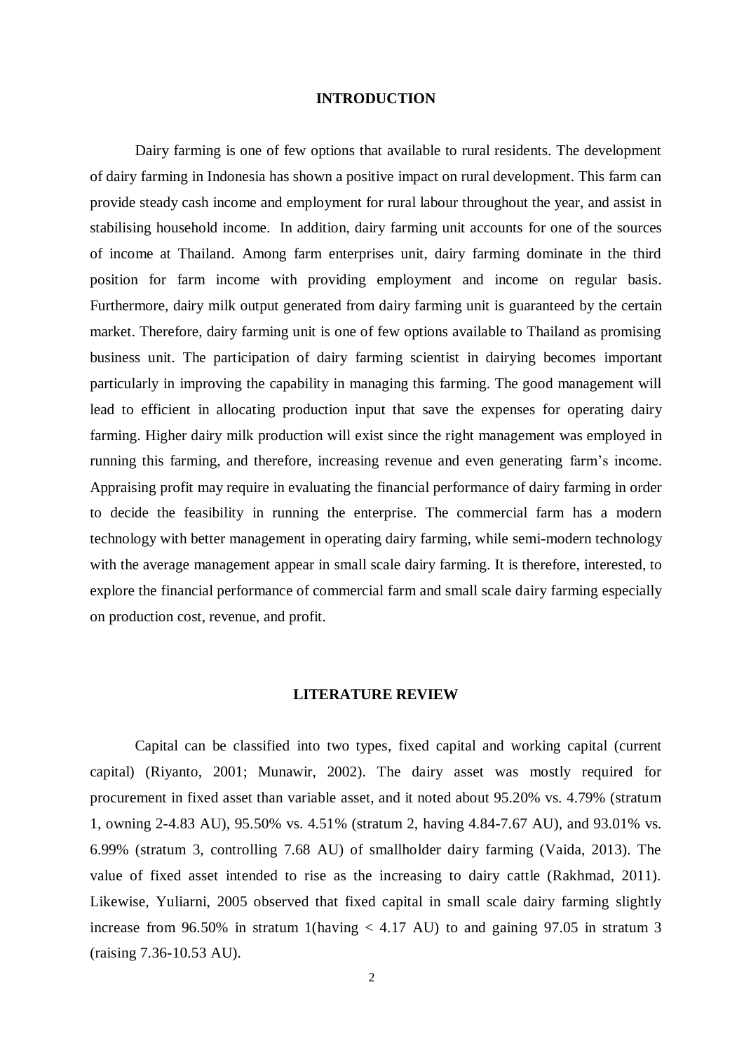## INTRODUCTION

Dairy farming is one of few options that available to rural residents. The development of dairy farming in Indonesia has shown a positive impact on rural development. This farm can provide steady cash income and employment for rural labour throughout the year, and assist in stabilising household income. In addition, dairy farming unit accounts for one of the sources of income at Thailand. Among farm enterprises unit, dairy farming dominate in the third position for farm income with providing employment and income on regular basis. Furthermore, dairy milk output generated from dairy farming unit is guaranteed by the certain market. Therefore, dairy farming unit is one of few options available to Thailand as promising business unit. The participation of dairy farming scientist in dairying becomes important particularly in improving the capability in managing this farming. The good management will lead to efficient in allocating production input that save the expenses for operating dairy farming. Higher dairy milk production will exist since the right management was employed in running this farming, and therefore, increasing revenue and even generating farm's income. Appraising profit may require in evaluating the financial performance of dairy farming in order to decide the feasibility in running the enterprise. The commercial farm has a modern technology with better management in operating dairy farming, while semi-modern technology with the average management appear in small scale dairy farming. It is therefore, interested, to explore the financial performance of commercial farm and small scale dairy farming especially on production cost, revenue, and profit.

## LITERATURE REVIEW

Capital can be classified into two types, fixed capital and working capital (current capital) (Riyanto, 2001; Munawir, 2002). The dairy asset was mostly required for procurement in fixed asset than variable asset, and it noted about 95.20% vs. 4.79% (stratum 1, owning 2-4.83 AU), 95.50% vs. 4.51% (stratum 2, having 4.84-7.67 AU), and 93.01% vs. 6.99% (stratum 3, controlling 7.68 AU) of smallholder dairy farming (Vaida, 2013). The value of fixed asset intended to rise as the increasing to dairy cattle (Rakhmad, 2011). Likewise, Yuliarni, 2005 observed that fixed capital in small scale dairy farming slightly increase from 96.50% in stratum 1(having < 4.17 AU) to and gaining 97.05 in stratum 3 (raising 7.36-10.53 AU).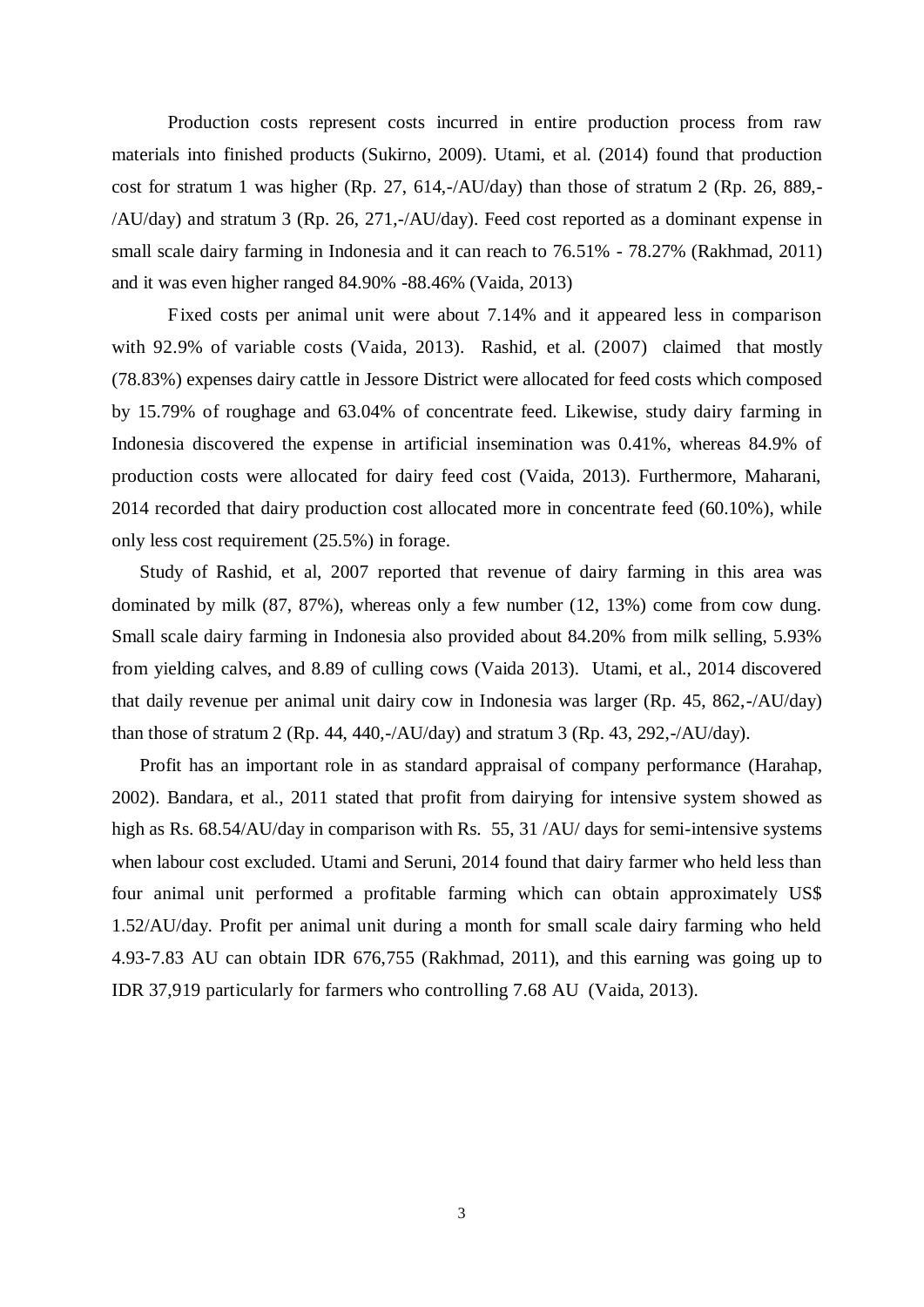Production costs represent costs incurred in entire production process from raw materials into finished products (Sukirno, 2009). Utami, et al. (2014) found that production cost for stratum 1 was higher (Rp. 27, 614,-/AU/day) than those of stratum 2 (Rp. 26, 889,-/AU/day) and stratum 3 (Rp. 26, 271,-/AU/day). Feed cost reported as a dominant expense in small scale dairy farming in Indonesia and it can reach to 76.51% - 78.27% (Rakhmad, 2011) and it was even higher ranged 84.90% -88.46% (Vaida, 2013)

Fixed costs per animal unit were about 7.14% and it appeared less in comparison with 92.9% of variable costs (Vaida, 2013). Rashid, et al. (2007) claimed that mostly (78.83%) expenses dairy cattle in Jessore District were allocated for feed costs which composed by 15.79% of roughage and 63.04% of concentrate feed. Likewise, study dairy farming in Indonesia discovered the expense in artificial insemination was 0.41%, whereas 84.9% of production costs were allocated for dairy feed cost (Vaida, 2013). Furthermore, Maharani, 2014 recorded that dairy production cost allocated more in concentrate feed (60.10%), while only less cost requirement (25.5%) in forage.

Study of Rashid, et al, 2007 reported that revenue of dairy farming in this area was dominated by milk (87, 87%), whereas only a few number (12, 13%) come from cow dung. Small scale dairy farming in Indonesia also provided about 84.20% from milk selling, 5.93% from yielding calves, and 8.89 of culling cows (Vaida 2013). Utami, et al., 2014 discovered that daily revenue per animal unit dairy cow in Indonesia was larger (Rp. 45, 862,-/AU/day) than those of stratum 2 (Rp. 44, 440,-/AU/day) and stratum 3 (Rp. 43, 292,-/AU/day).

Profit has an important role in as standard appraisal of company performance (Harahap, 2002). Bandara, et al., 2011 stated that profit from dairying for intensive system showed as high as Rs. 68.54/AU/day in comparison with Rs. 55, 31 /AU/ days for semi-intensive systems when labour cost excluded. Utami and Seruni, 2014 found that dairy farmer who held less than four animal unit performed a profitable farming which can obtain approximately US$ 1.52/AU/day. Profit per animal unit during a month for small scale dairy farming who held 4.93-7.83 AU can obtain IDR 676,755 (Rakhmad, 2011), and this earning was going up to IDR 37,919 particularly for farmers who controlling 7.68 AU (Vaida, 2013).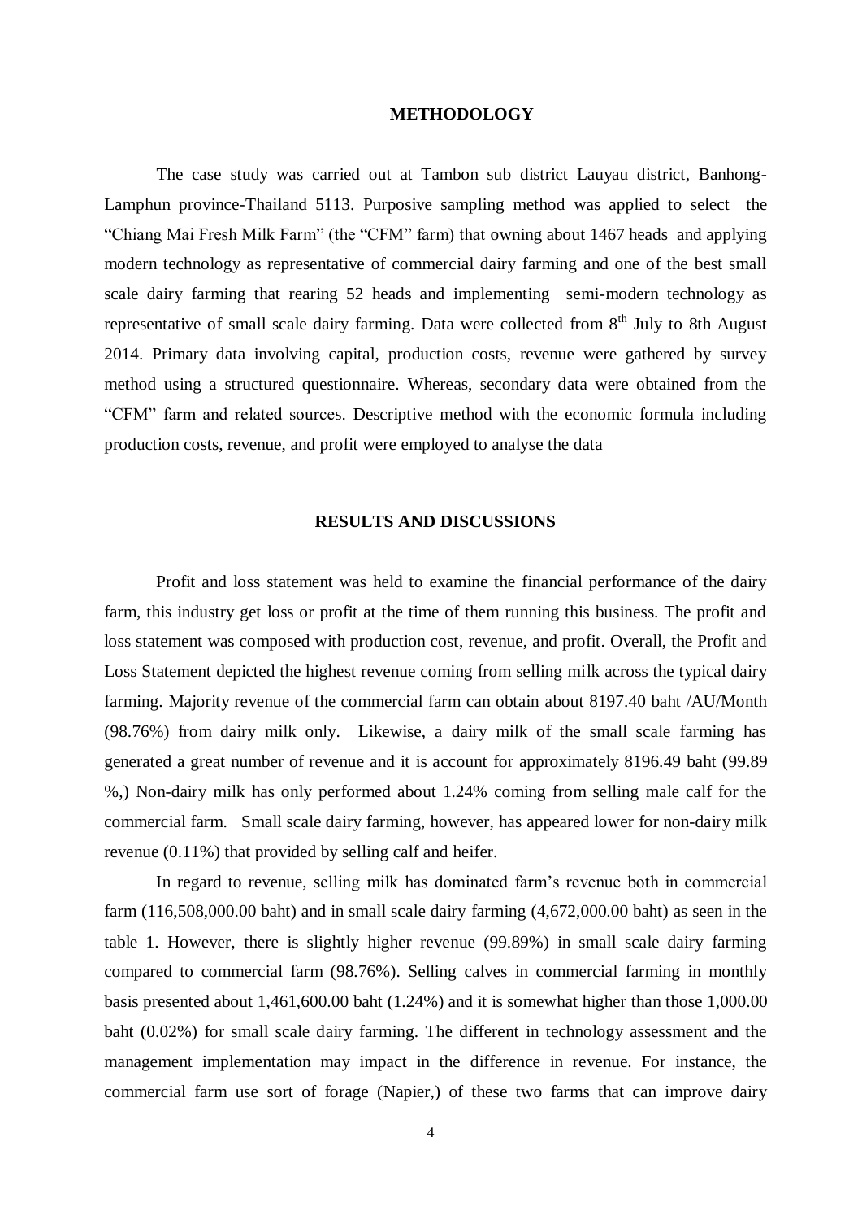## METHODOLOGY

The case study was carried out at Tambon sub district Lauyau district, Banhong-Lamphun province-Thailand 5113. Purposive sampling method was applied to select the "Chiang Mai Fresh Milk Farm" (the "CFM" farm) that owning about 1467 heads and applying modern technology as representative of commercial dairy farming and one of the best small scale dairy farming that rearing 52 heads and implementing semi-modern technology as representative of small scale dairy farming. Data were collected from 8th July to 8th August 2014. Primary data involving capital, production costs, revenue were gathered by survey method using a structured questionnaire. Whereas, secondary data were obtained from the "CFM" farm and related sources. Descriptive method with the economic formula including production costs, revenue, and profit were employed to analyse the data

## RESULTS AND DISCUSSIONS

Profit and loss statement was held to examine the financial performance of the dairy farm, this industry get loss or profit at the time of them running this business. The profit and loss statement was composed with production cost, revenue, and profit. Overall, the Profit and Loss Statement depicted the highest revenue coming from selling milk across the typical dairy farming. Majority revenue of the commercial farm can obtain about 8197.40 baht /AU/Month (98.76%) from dairy milk only. Likewise, a dairy milk of the small scale farming has generated a great number of revenue and it is account for approximately 8196.49 baht (99.89 %,) Non-dairy milk has only performed about 1.24% coming from selling male calf for the commercial farm. Small scale dairy farming, however, has appeared lower for non-dairy milk revenue (0.11%) that provided by selling calf and heifer.

In regard to revenue, selling milk has dominated farm's revenue both in commercial farm (116,508,000.00 baht) and in small scale dairy farming (4,672,000.00 baht) as seen in the table 1. However, there is slightly higher revenue (99.89%) in small scale dairy farming compared to commercial farm (98.76%). Selling calves in commercial farming in monthly basis presented about 1,461,600.00 baht (1.24%) and it is somewhat higher than those 1,000.00 baht (0.02%) for small scale dairy farming. The different in technology assessment and the management implementation may impact in the difference in revenue. For instance, the commercial farm use sort of forage (Napier,) of these two farms that can improve dairy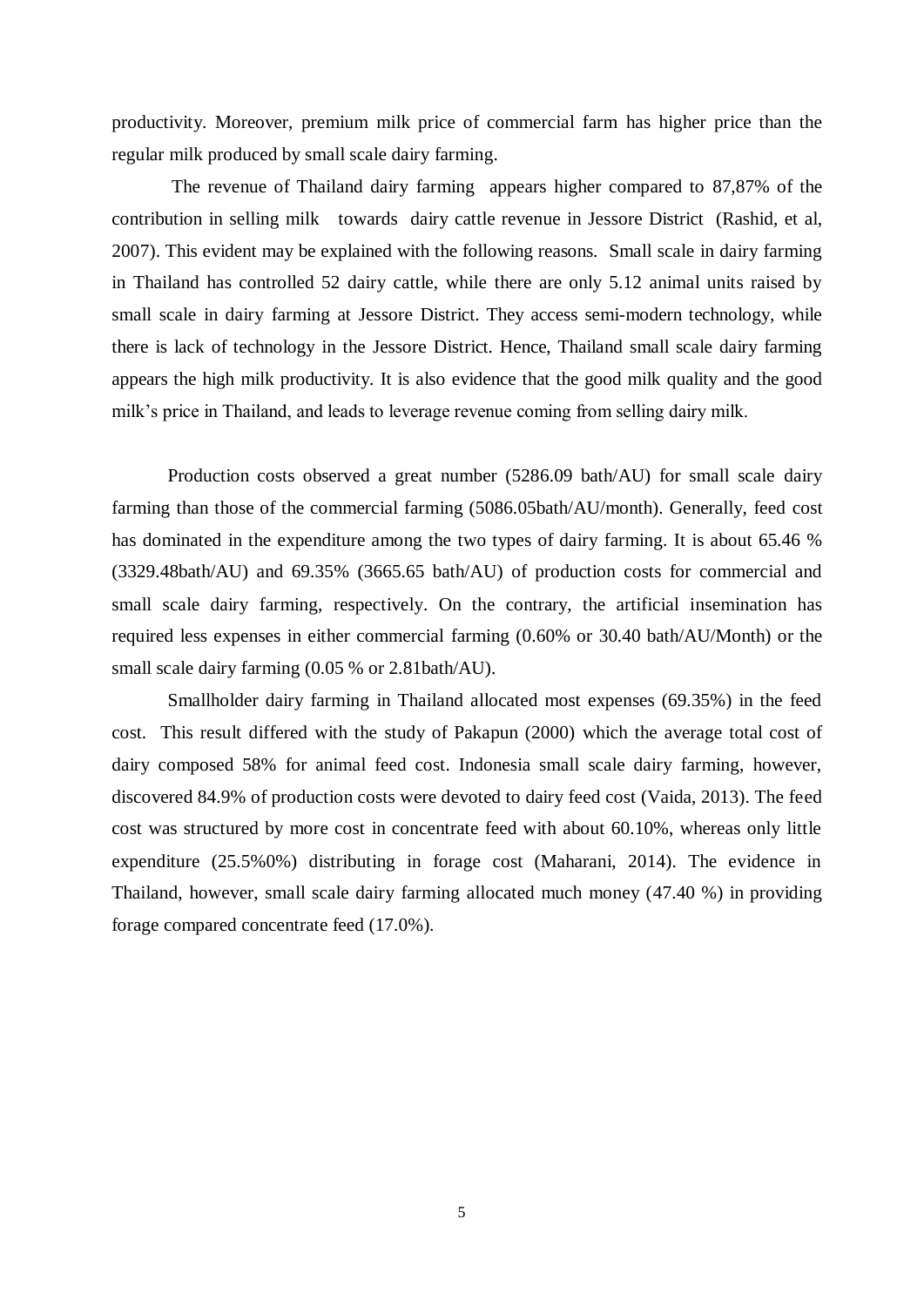productivity. Moreover, premium milk price of commercial farm has higher price than the regular milk produced by small scale dairy farming.

The revenue of Thailand dairy farming appears higher compared to 87,87% of the contribution in selling milk towards dairy cattle revenue in Jessore District (Rashid, et al, 2007). This evident may be explained with the following reasons. Small scale in dairy farming in Thailand has controlled 52 dairy cattle, while there are only 5.12 animal units raised by small scale in dairy farming at Jessore District. They access semi-modern technology, while there is lack of technology in the Jessore District. Hence, Thailand small scale dairy farming appears the high milk productivity. It is also evidence that the good milk quality and the good milk's price in Thailand, and leads to leverage revenue coming from selling dairy milk.

Production costs observed a great number (5286.09 bath/AU) for small scale dairy farming than those of the commercial farming (5086.05bath/AU/month). Generally, feed cost has dominated in the expenditure among the two types of dairy farming. It is about 65.46 % (3329.48bath/AU) and 69.35% (3665.65 bath/AU) of production costs for commercial and small scale dairy farming, respectively. On the contrary, the artificial insemination has required less expenses in either commercial farming (0.60% or 30.40 bath/AU/Month) or the small scale dairy farming (0.05 % or 2.81bath/AU).

Smallholder dairy farming in Thailand allocated most expenses (69.35%) in the feed cost. This result differed with the study of Pakapun (2000) which the average total cost of dairy composed 58% for animal feed cost. Indonesia small scale dairy farming, however, discovered 84.9% of production costs were devoted to dairy feed cost (Vaida, 2013). The feed cost was structured by more cost in concentrate feed with about 60.10%, whereas only little expenditure (25.5%0%) distributing in forage cost (Maharani, 2014). The evidence in Thailand, however, small scale dairy farming allocated much money (47.40 %) in providing forage compared concentrate feed (17.0%).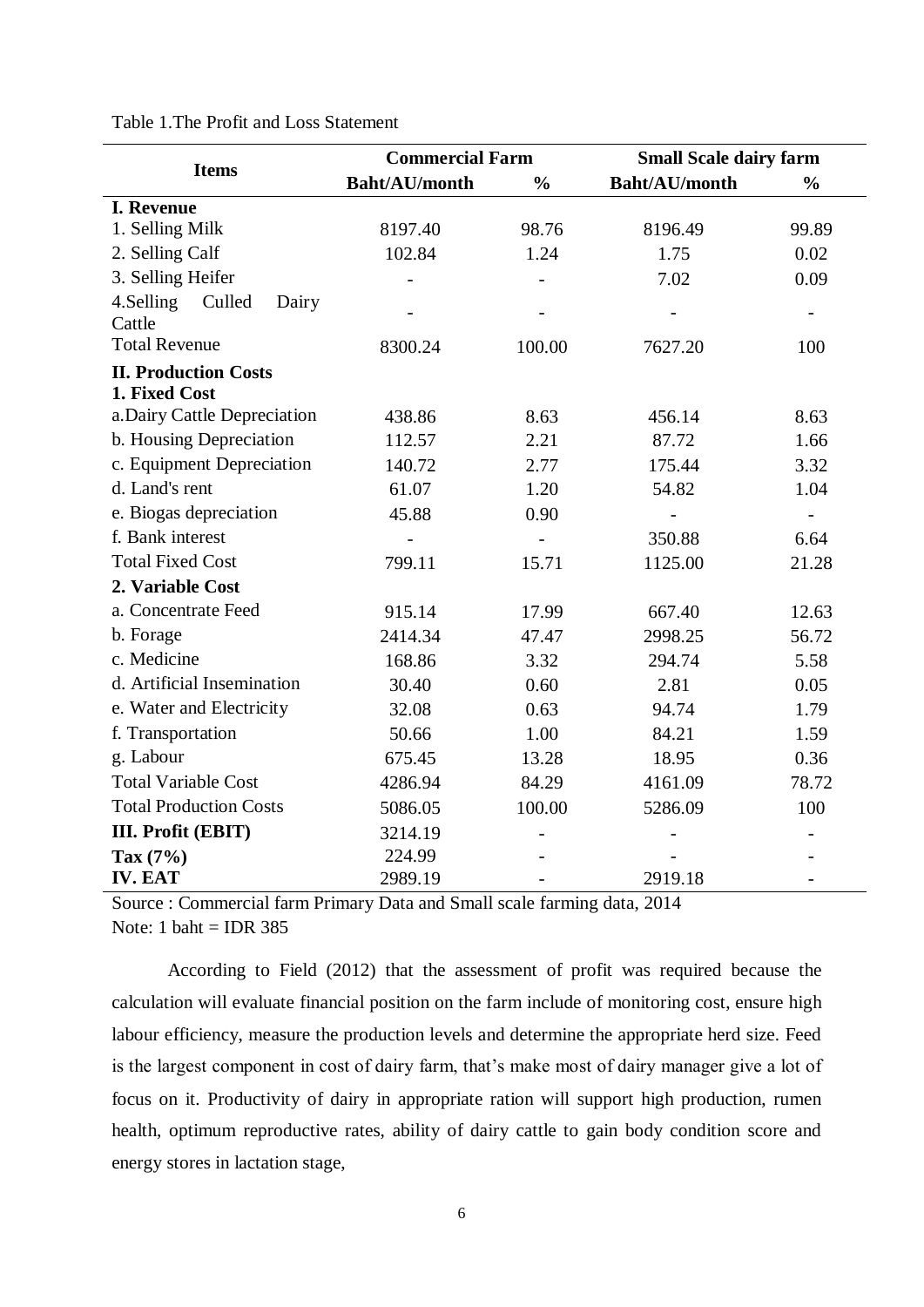Table 1.The Profit and Loss Statement

| Items | Commercial Farm | | Small Scale dairy farm | |
|---|---|---|---|---|
| | Baht/AU/month | % | Baht/AU/month | % |
| **I. Revenue** | | | | |
| 1. Selling Milk | 8197.40 | 98.76 | 8196.49 | 99.89 |
| 2. Selling Calf | 102.84 | 1.24 | 1.75 | 0.02 |
| 3. Selling Heifer | - | - | 7.02 | 0.09 |
| 4.Selling Culled Dairy Cattle | - | - | - | - |
| Total Revenue | 8300.24 | 100.00 | 7627.20 | 100 |
| **II. Production Costs** | | | | |
| **1. Fixed Cost** | | | | |
| a.Dairy Cattle Depreciation | 438.86 | 8.63 | 456.14 | 8.63 |
| b. Housing Depreciation | 112.57 | 2.21 | 87.72 | 1.66 |
| c. Equipment Depreciation | 140.72 | 2.77 | 175.44 | 3.32 |
| d. Land's rent | 61.07 | 1.20 | 54.82 | 1.04 |
| e. Biogas depreciation | 45.88 | 0.90 | - | - |
| f. Bank interest | - | - | 350.88 | 6.64 |
| Total Fixed Cost | 799.11 | 15.71 | 1125.00 | 21.28 |
| **2. Variable Cost** | | | | |
| a. Concentrate Feed | 915.14 | 17.99 | 667.40 | 12.63 |
| b. Forage | 2414.34 | 47.47 | 2998.25 | 56.72 |
| c. Medicine | 168.86 | 3.32 | 294.74 | 5.58 |
| d. Artificial Insemination | 30.40 | 0.60 | 2.81 | 0.05 |
| e. Water and Electricity | 32.08 | 0.63 | 94.74 | 1.79 |
| f. Transportation | 50.66 | 1.00 | 84.21 | 1.59 |
| g. Labour | 675.45 | 13.28 | 18.95 | 0.36 |
| Total Variable Cost | 4286.94 | 84.29 | 4161.09 | 78.72 |
| Total Production Costs | 5086.05 | 100.00 | 5286.09 | 100 |
| **III. Profit (EBIT)** | 3214.19 | - | - | - |
| **Tax (7%)** | 224.99 | - | - | - |
| **IV. EAT** | 2989.19 | - | 2919.18 | - |

Source : Commercial farm Primary Data and Small scale farming data, 2014

Note: 1 baht = IDR 385

According to Field (2012) that the assessment of profit was required because the calculation will evaluate financial position on the farm include of monitoring cost, ensure high labour efficiency, measure the production levels and determine the appropriate herd size. Feed is the largest component in cost of dairy farm, that's make most of dairy manager give a lot of focus on it. Productivity of dairy in appropriate ration will support high production, rumen health, optimum reproductive rates, ability of dairy cattle to gain body condition score and energy stores in lactation stage,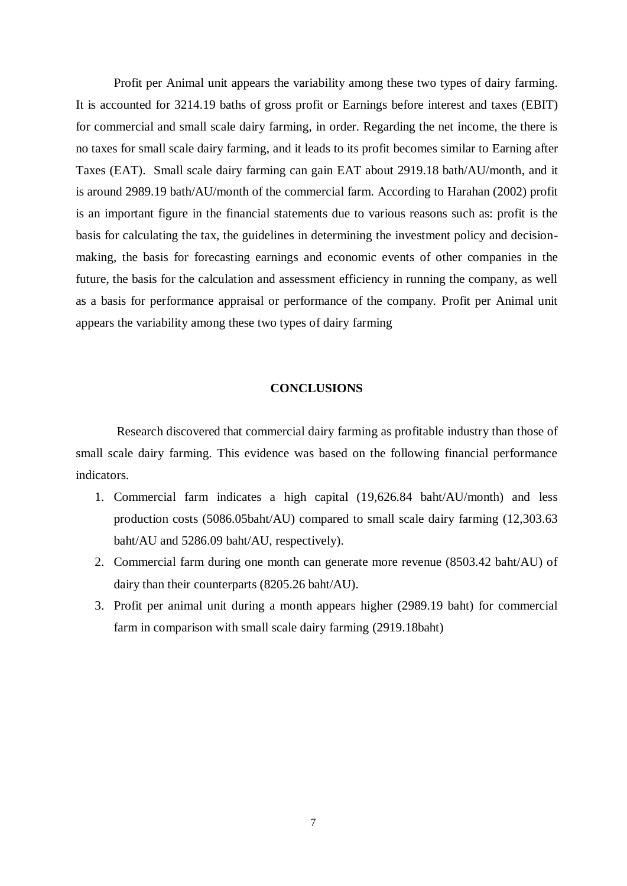Profit per Animal unit appears the variability among these two types of dairy farming. It is accounted for 3214.19 baths of gross profit or Earnings before interest and taxes (EBIT) for commercial and small scale dairy farming, in order. Regarding the net income, the there is no taxes for small scale dairy farming, and it leads to its profit becomes similar to Earning after Taxes (EAT). Small scale dairy farming can gain EAT about 2919.18 bath/AU/month, and it is around 2989.19 bath/AU/month of the commercial farm. According to Harahan (2002) profit is an important figure in the financial statements due to various reasons such as: profit is the basis for calculating the tax, the guidelines in determining the investment policy and decision-making, the basis for forecasting earnings and economic events of other companies in the future, the basis for the calculation and assessment efficiency in running the company, as well as a basis for performance appraisal or performance of the company. Profit per Animal unit appears the variability among these two types of dairy farming

## CONCLUSIONS

Research discovered that commercial dairy farming as profitable industry than those of small scale dairy farming. This evidence was based on the following financial performance indicators.

1. Commercial farm indicates a high capital (19,626.84 baht/AU/month) and less production costs (5086.05baht/AU) compared to small scale dairy farming (12,303.63 baht/AU and 5286.09 baht/AU, respectively).
2. Commercial farm during one month can generate more revenue (8503.42 baht/AU) of dairy than their counterparts (8205.26 baht/AU).
3. Profit per animal unit during a month appears higher (2989.19 baht) for commercial farm in comparison with small scale dairy farming (2919.18baht)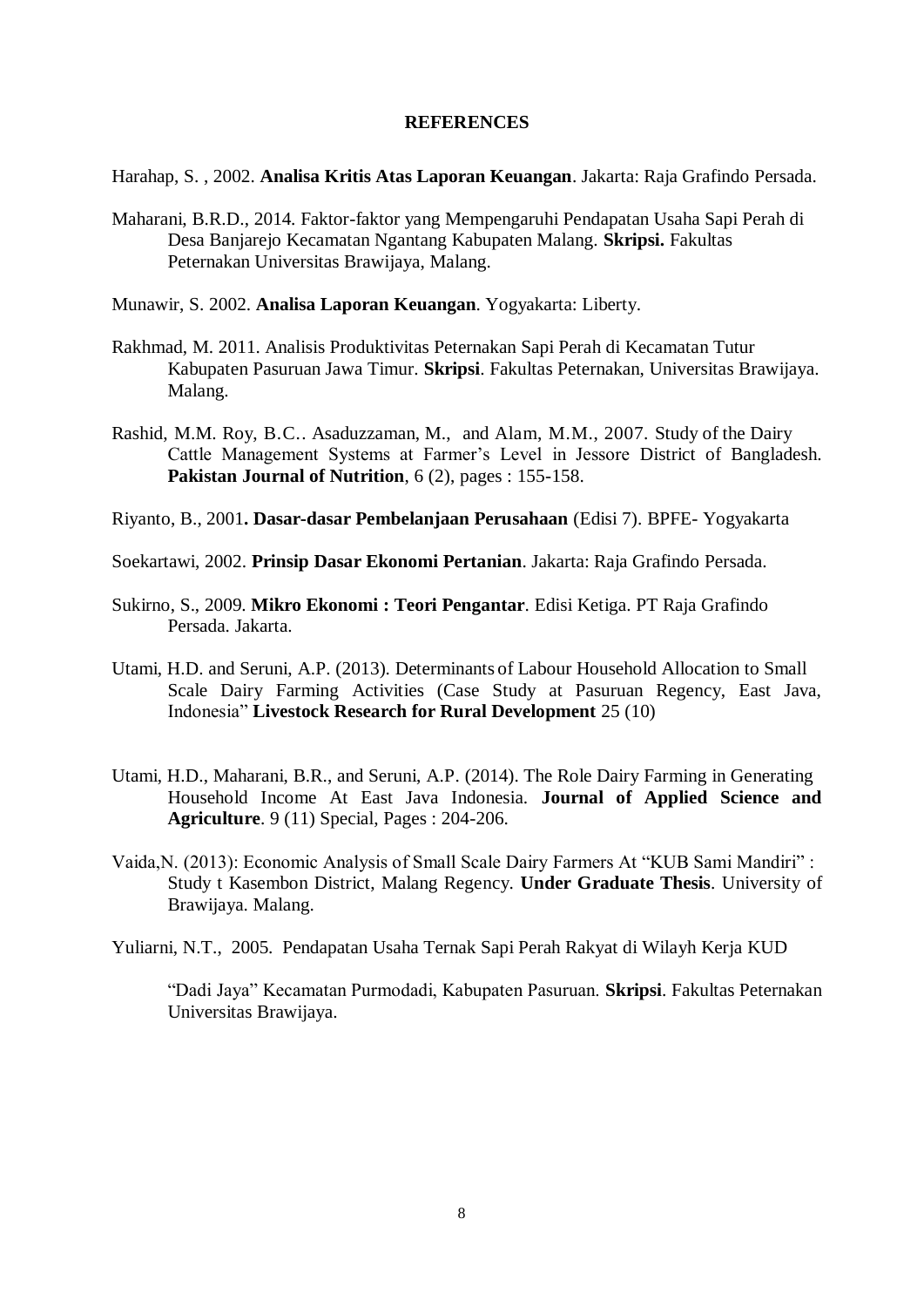## REFERENCES

Harahap, S. , 2002. **Analisa Kritis Atas Laporan Keuangan**. Jakarta: Raja Grafindo Persada.

Maharani, B.R.D., 2014. Faktor-faktor yang Mempengaruhi Pendapatan Usaha Sapi Perah di Desa Banjarejo Kecamatan Ngantang Kabupaten Malang. **Skripsi.** Fakultas Peternakan Universitas Brawijaya, Malang.

Munawir, S. 2002. **Analisa Laporan Keuangan**. Yogyakarta: Liberty.

Rakhmad, M. 2011. Analisis Produktivitas Peternakan Sapi Perah di Kecamatan Tutur Kabupaten Pasuruan Jawa Timur. **Skripsi**. Fakultas Peternakan, Universitas Brawijaya. Malang.

Rashid, M.M. Roy, B.C.. Asaduzzaman, M., and Alam, M.M., 2007. Study of the Dairy Cattle Management Systems at Farmer's Level in Jessore District of Bangladesh. **Pakistan Journal of Nutrition**, 6 (2), pages : 155-158.

Riyanto, B., 2001**. Dasar-dasar Pembelanjaan Perusahaan** (Edisi 7). BPFE- Yogyakarta

Soekartawi, 2002. **Prinsip Dasar Ekonomi Pertanian**. Jakarta: Raja Grafindo Persada.

Sukirno, S., 2009. **Mikro Ekonomi : Teori Pengantar**. Edisi Ketiga. PT Raja Grafindo Persada. Jakarta.

Utami, H.D. and Seruni, A.P. (2013). Determinants of Labour Household Allocation to Small Scale Dairy Farming Activities (Case Study at Pasuruan Regency, East Java, Indonesia" **Livestock Research for Rural Development** 25 (10)

Utami, H.D., Maharani, B.R., and Seruni, A.P. (2014). The Role Dairy Farming in Generating Household Income At East Java Indonesia. **Journal of Applied Science and Agriculture**. 9 (11) Special, Pages : 204-206.

Vaida,N. (2013): Economic Analysis of Small Scale Dairy Farmers At "KUB Sami Mandiri" : Study t Kasembon District, Malang Regency. **Under Graduate Thesis**. University of Brawijaya. Malang.

Yuliarni, N.T., 2005. Pendapatan Usaha Ternak Sapi Perah Rakyat di Wilayh Kerja KUD

"Dadi Jaya" Kecamatan Purmodadi, Kabupaten Pasuruan. **Skripsi**. Fakultas Peternakan Universitas Brawijaya.